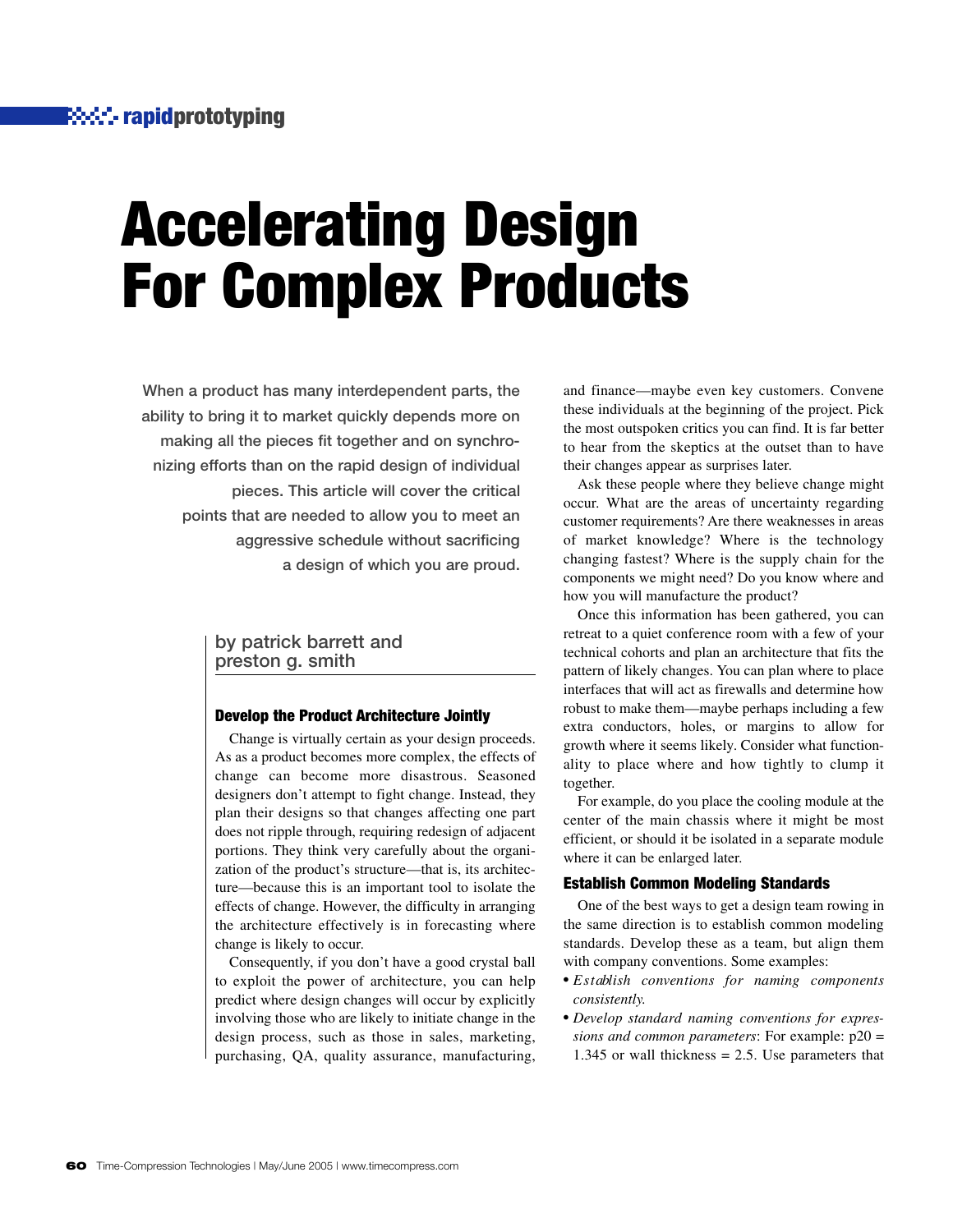# Accelerating Design For Complex Products

**When a product has many interdependent parts, the ability to bring it to market quickly depends more on making all the pieces fit together and on synchronizing efforts than on the rapid design of individual pieces. This article will cover the critical points that are needed to allow you to meet an aggressive schedule without sacrificing a design of which you are proud.**

by patrick barrett and preston g. smith

## Develop the Product Architecture Jointly

Change is virtually certain as your design proceeds. As as a product becomes more complex, the effects of change can become more disastrous. Seasoned designers don't attempt to fight change. Instead, they plan their designs so that changes affecting one part does not ripple through, requiring redesign of adjacent portions. They think very carefully about the organization of the product's structure—that is, its architecture—because this is an important tool to isolate the effects of change. However, the difficulty in arranging the architecture effectively is in forecasting where change is likely to occur.

Consequently, if you don't have a good crystal ball to exploit the power of architecture, you can help predict where design changes will occur by explicitly involving those who are likely to initiate change in the design process, such as those in sales, marketing, purchasing, QA, quality assurance, manufacturing, and finance—maybe even key customers. Convene these individuals at the beginning of the project. Pick the most outspoken critics you can find. It is far better to hear from the skeptics at the outset than to have their changes appear as surprises later.

Ask these people where they believe change might occur. What are the areas of uncertainty regarding customer requirements? Are there weaknesses in areas of market knowledge? Where is the technology changing fastest? Where is the supply chain for the components we might need? Do you know where and how you will manufacture the product?

Once this information has been gathered, you can retreat to a quiet conference room with a few of your technical cohorts and plan an architecture that fits the pattern of likely changes. You can plan where to place interfaces that will act as firewalls and determine how robust to make them—maybe perhaps including a few extra conductors, holes, or margins to allow for growth where it seems likely. Consider what functionality to place where and how tightly to clump it together.

For example, do you place the cooling module at the center of the main chassis where it might be most efficient, or should it be isolated in a separate module where it can be enlarged later.

## Establish Common Modeling Standards

One of the best ways to get a design team rowing in the same direction is to establish common modeling standards. Develop these as a team, but align them with company conventions. Some examples:

- *Establish conventions for naming components consistently.*
- *Develop standard naming conventions for expressions and common parameters*: For example: p20 = 1.345 or wall thickness = 2.5. Use parameters that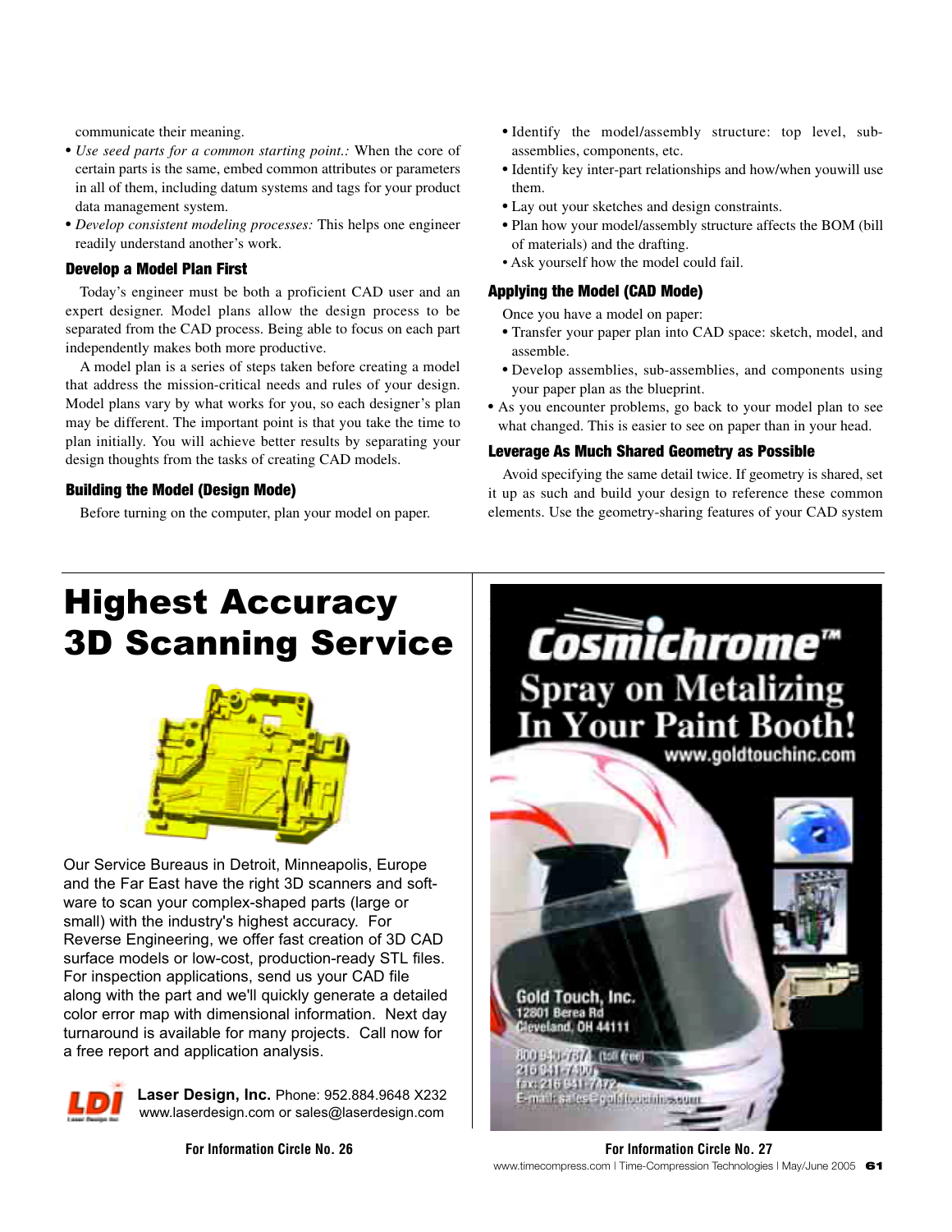communicate their meaning.

- *Use seed parts for a common starting point.:* When the core of certain parts is the same, embed common attributes or parameters in all of them, including datum systems and tags for your product data management system.
- *Develop consistent modeling processes:* This helps one engineer readily understand another's work.

### Develop a Model Plan First

Today's engineer must be both a proficient CAD user and an expert designer. Model plans allow the design process to be separated from the CAD process. Being able to focus on each part independently makes both more productive.

A model plan is a series of steps taken before creating a model that address the mission-critical needs and rules of your design. Model plans vary by what works for you, so each designer's plan may be different. The important point is that you take the time to plan initially. You will achieve better results by separating your design thoughts from the tasks of creating CAD models.

### Building the Model (Design Mode)

Before turning on the computer, plan your model on paper.

- Identify the model/assembly structure: top level, sub-assemblies, components, etc.
- Identify key inter-part relationships and how/when youwill use them.
- Lay out your sketches and design constraints.
- Plan how your model/assembly structure affects the BOM (bill of materials) and the drafting.
- Ask yourself how the model could fail.

### Applying the Model (CAD Mode)

Once you have a model on paper:

- Transfer your paper plan into CAD space: sketch, model, and assemble.
- Develop assemblies, sub-assemblies, and components using your paper plan as the blueprint.
- As you encounter problems, go back to your model plan to see what changed. This is easier to see on paper than in your head.

### Leverage As Much Shared Geometry as Possible

Avoid specifying the same detail twice. If geometry is shared, set it up as such and build your design to reference these common elements. Use the geometry-sharing features of your CAD system

---

# Highest Accuracy 3D Scanning Service

Our Service Bureaus in Detroit, Minneapolis, Europe and the Far East have the right 3D scanners and software to scan your complex-shaped parts (large or small) with the industry's highest accuracy. For Reverse Engineering, we offer fast creation of 3D CAD surface models or low-cost, production-ready STL files. For inspection applications, send us your CAD file along with the part and we'll quickly generate a detailed color error map with dimensional information. Next day turnaround is available for many projects. Call now for a free report and application analysis.

**Laser Design, Inc.** Phone: 952.884.9648 X232
www.laserdesign.com or sales@laserdesign.com

**For Information Circle No. 26**

---

**Cosmichrome™**
Spray on Metalizing In Your Paint Booth!
www.goldtouchinc.com

Gold Touch, Inc.
12801 Berea Rd
Cleveland, OH 44111

**For Information Circle No. 27**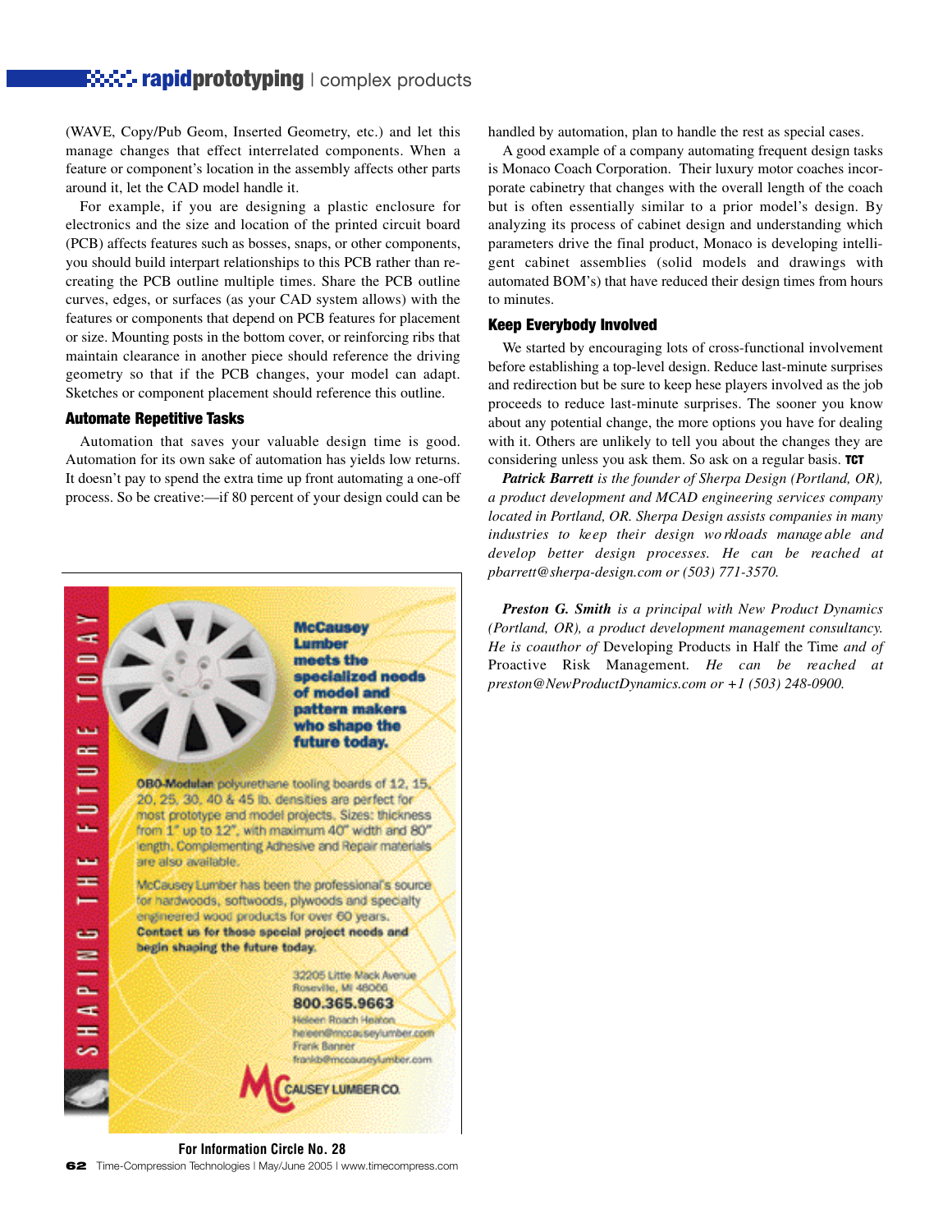(WAVE, Copy/Pub Geom, Inserted Geometry, etc.) and let this manage changes that effect interrelated components. When a feature or component's location in the assembly affects other parts around it, let the CAD model handle it.

For example, if you are designing a plastic enclosure for electronics and the size and location of the printed circuit board (PCB) affects features such as bosses, snaps, or other components, you should build interpart relationships to this PCB rather than re-creating the PCB outline multiple times. Share the PCB outline curves, edges, or surfaces (as your CAD system allows) with the features or components that depend on PCB features for placement or size. Mounting posts in the bottom cover, or reinforcing ribs that maintain clearance in another piece should reference the driving geometry so that if the PCB changes, your model can adapt. Sketches or component placement should reference this outline.

### Automate Repetitive Tasks

Automation that saves your valuable design time is good. Automation for its own sake of automation has yields low returns. It doesn't pay to spend the extra time up front automating a one-off process. So be creative:—if 80 percent of your design could can be handled by automation, plan to handle the rest as special cases.

A good example of a company automating frequent design tasks is Monaco Coach Corporation. Their luxury motor coaches incorporate cabinetry that changes with the overall length of the coach but is often essentially similar to a prior model's design. By analyzing its process of cabinet design and understanding which parameters drive the final product, Monaco is developing intelligent cabinet assemblies (solid models and drawings with automated BOM's) that have reduced their design times from hours to minutes.

### Keep Everybody Involved

We started by encouraging lots of cross-functional involvement before establishing a top-level design. Reduce last-minute surprises and redirection but be sure to keep hese players involved as the job proceeds to reduce last-minute surprises. The sooner you know about any potential change, the more options you have for dealing with it. Others are unlikely to tell you about the changes they are considering unless you ask them. So ask on a regular basis. **TCT**

***Patrick Barrett*** *is the founder of Sherpa Design (Portland, OR), a product development and MCAD engineering services company located in Portland, OR. Sherpa Design assists companies in many industries to keep their design workloads manageable and develop better design processes. He can be reached at pbarrett@sherpa-design.com or (503) 771-3570.*

***Preston G. Smith*** *is a principal with New Product Dynamics (Portland, OR), a product development management consultancy. He is coauthor of* Developing Products in Half the Time *and of* Proactive Risk Management. *He can be reached at preston@NewProductDynamics.com or +1 (503) 248-0900.*

SHAPING THE FUTURE TODAY

**McCausey Lumber meets the specialized needs of model and pattern makers who shape the future today.**

**OBO-Modulan** polyurethane tooling boards of 12, 15, 20, 25, 30, 40 & 45 lb. densities are perfect for most prototype and model projects. Sizes: thickness from 1" up to 12", with maximum 40" width and 80" length. Complementing Adhesive and Repair materials are also available.

McCausey Lumber has been the professional's source for hardwoods, softwoods, plywoods and specialty engineered wood products for over 60 years.

**Contact us for those special project needs and begin shaping the future today.**

32205 Little Mack Avenue
Roseville, MI 48066
800.365.9663
Heleen Roach Heaton
heleen@mccauseylumber.com
Frank Banner
frankb@mccauseylumber.com

McCAUSEY LUMBER CO.

For Information Circle No. 28